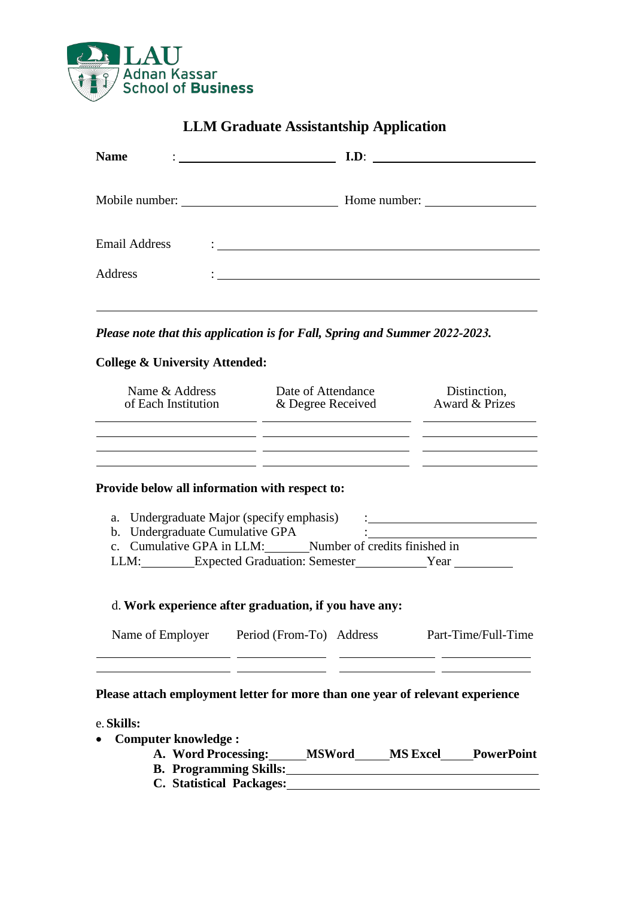LAU
Adnan Kassar
School of Business

# LLM Graduate Assistantship Application

**Name** : ______________________ **I.D**: ______________________

Mobile number: ______________________ Home number: ________________

Email Address : ____________________________________________

Address : ____________________________________________

____________________________________________________________

***Please note that this application is for Fall, Spring and Summer 2022-2023.***

**College & University Attended:**

| Name & Address of Each Institution | Date of Attendance & Degree Received | Distinction, Award & Prizes |
|---|---|---|
| | | |
| | | |
| | | |
| | | |

**Provide below all information with respect to:**

a. Undergraduate Major (specify emphasis) : ______________________
b. Undergraduate Cumulative GPA : ______________________
c. Cumulative GPA in LLM:_______Number of credits finished in LLM:________Expected Graduation: Semester___________Year _________

d. **Work experience after graduation, if you have any:**

| Name of Employer | Period (From-To) | Address | Part-Time/Full-Time |
|---|---|---|---|
| | | | |
| | | | |

**Please attach employment letter for more than one year of relevant experience**

e. **Skills:**

- **Computer knowledge :**
  - **A. Word Processing:_____MSWord_____MS Excel_____PowerPoint**
  - **B. Programming Skills:**______________________________
  - **C. Statistical Packages:**______________________________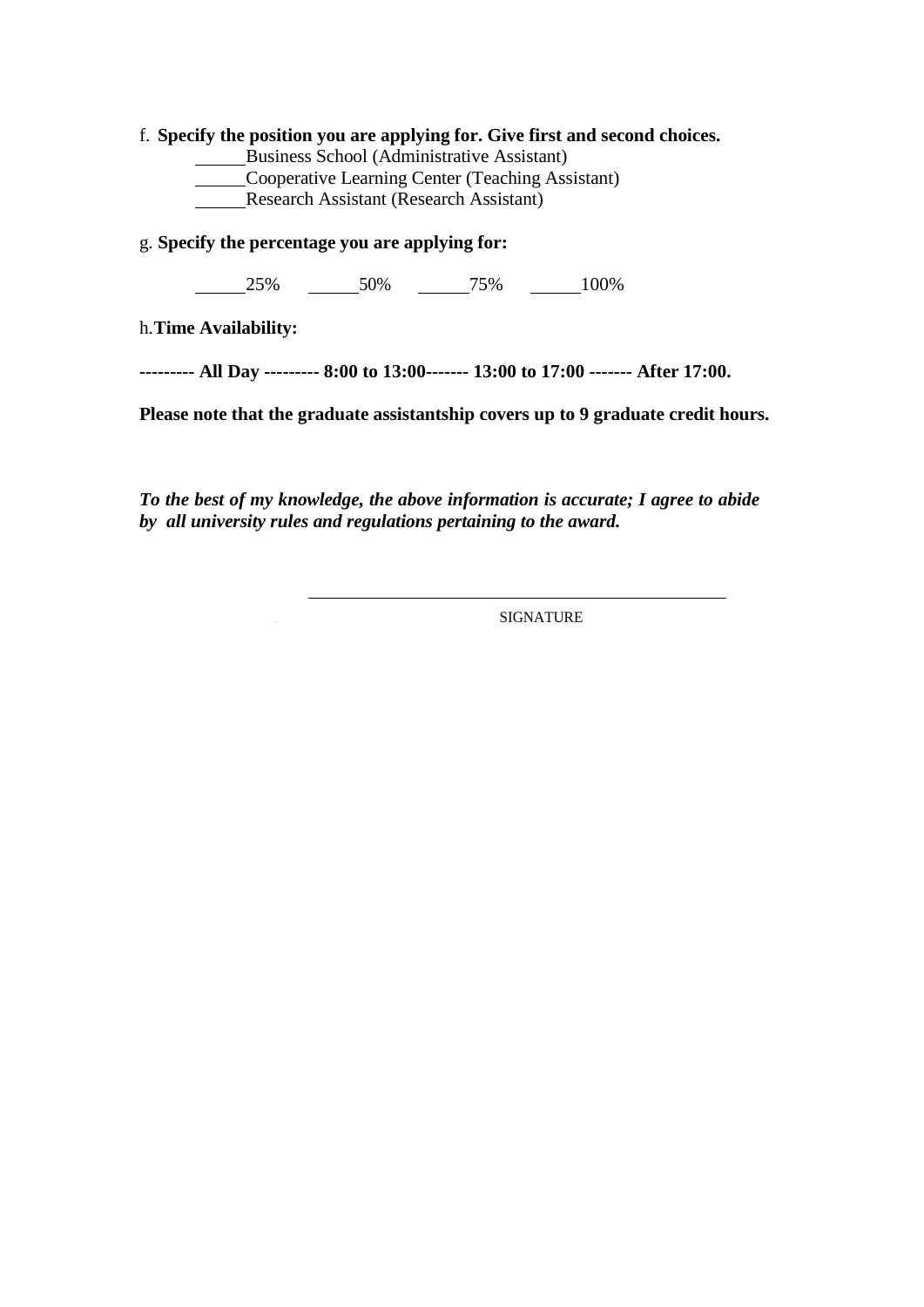f. **Specify the position you are applying for. Give first and second choices.**

______Business School (Administrative Assistant)
______Cooperative Learning Center (Teaching Assistant)
______Research Assistant (Research Assistant)

g. **Specify the percentage you are applying for:**

______25%    ______50%    ______75%    ______100%

h. **Time Availability:**

**--------- All Day --------- 8:00 to 13:00------- 13:00 to 17:00 ------- After 17:00.**

**Please note that the graduate assistantship covers up to 9 graduate credit hours.**

***To the best of my knowledge, the above information is accurate; I agree to abide by all university rules and regulations pertaining to the award.***

\_\_\_\_\_\_\_\_\_\_\_\_\_\_\_\_\_\_\_\_\_\_\_\_\_\_\_\_\_\_\_\_\_\_\_\_\_\_\_\_\_\_\_\_

SIGNATURE